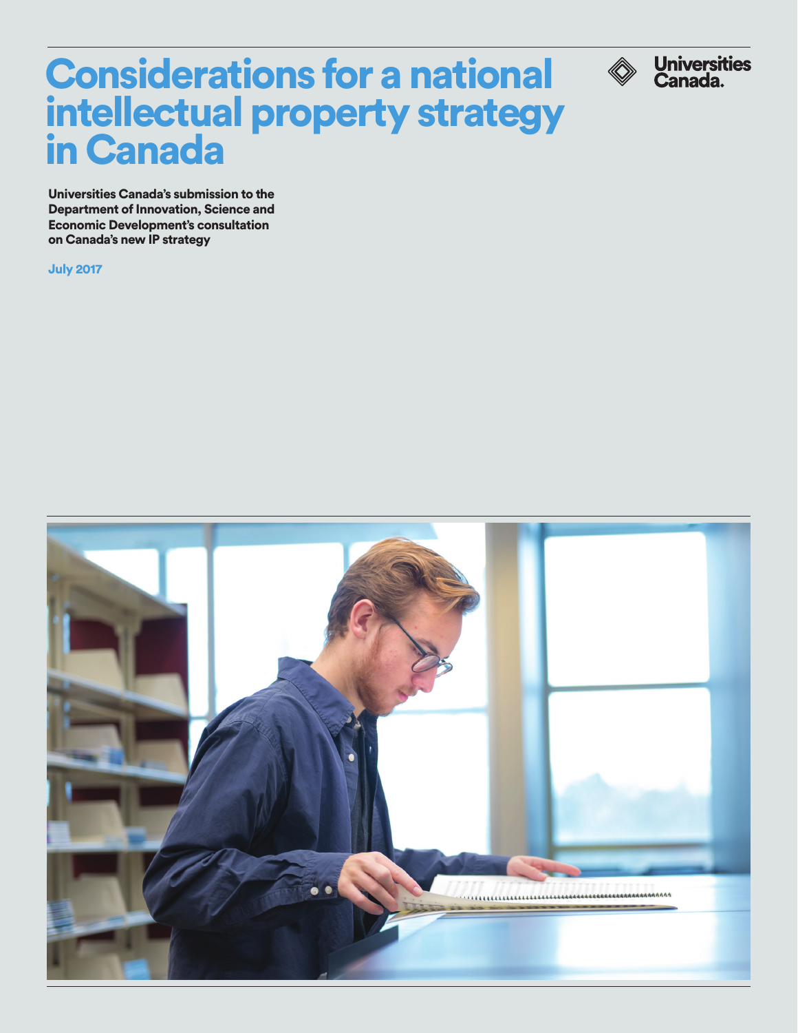# Considerations for a national intellectual property strategy in Canada

Universities Canada.

**Universities Canada's submission to the Department of Innovation, Science and Economic Development's consultation on Canada's new IP strategy**

**July 2017**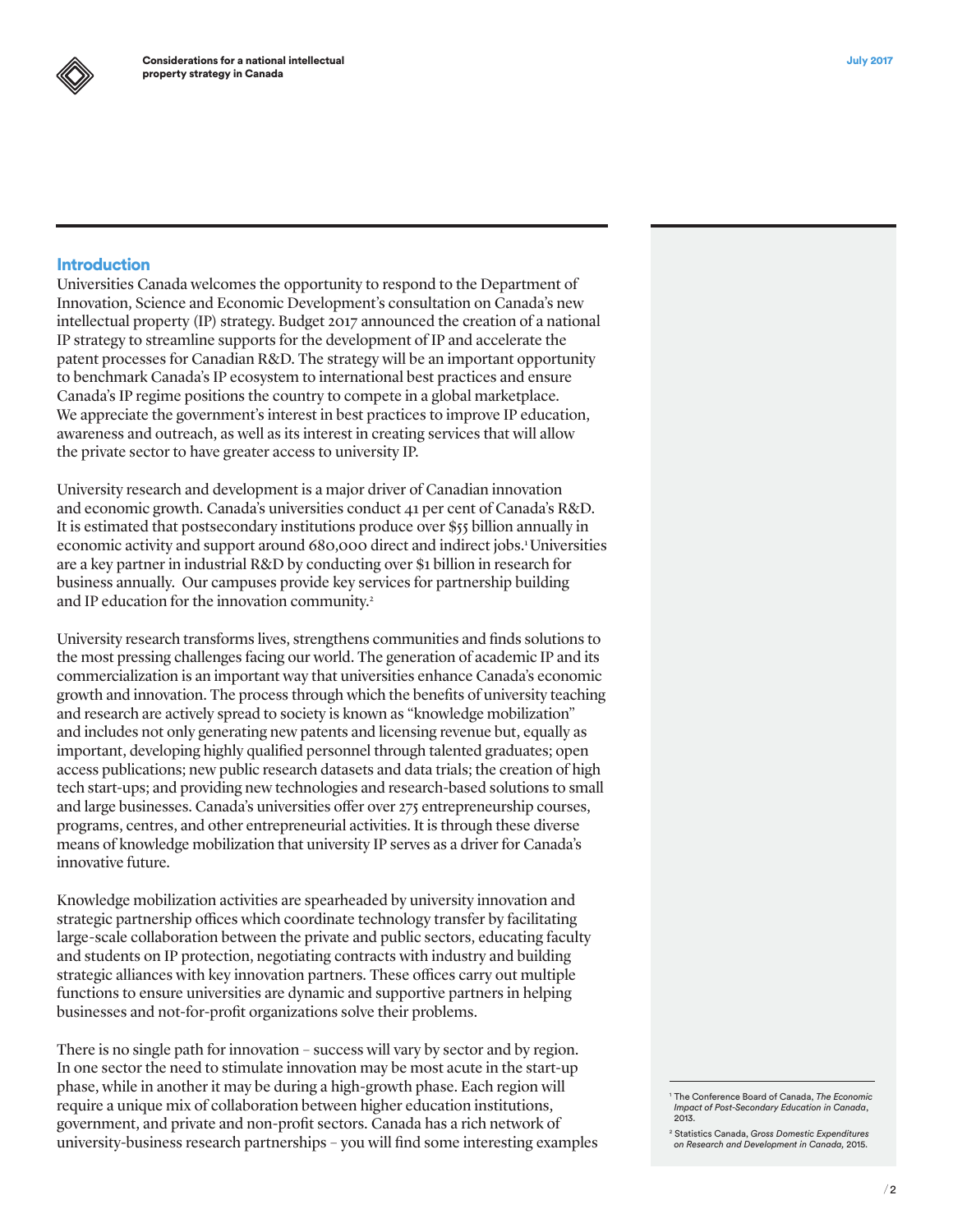## Introduction

Universities Canada welcomes the opportunity to respond to the Department of Innovation, Science and Economic Development's consultation on Canada's new intellectual property (IP) strategy. Budget 2017 announced the creation of a national IP strategy to streamline supports for the development of IP and accelerate the patent processes for Canadian R&D. The strategy will be an important opportunity to benchmark Canada's IP ecosystem to international best practices and ensure Canada's IP regime positions the country to compete in a global marketplace. We appreciate the government's interest in best practices to improve IP education, awareness and outreach, as well as its interest in creating services that will allow the private sector to have greater access to university IP.

University research and development is a major driver of Canadian innovation and economic growth. Canada's universities conduct 41 per cent of Canada's R&D. It is estimated that postsecondary institutions produce over $55 billion annually in economic activity and support around 680,000 direct and indirect jobs.[1] Universities are a key partner in industrial R&D by conducting over $1 billion in research for business annually. Our campuses provide key services for partnership building and IP education for the innovation community.[2]

University research transforms lives, strengthens communities and finds solutions to the most pressing challenges facing our world. The generation of academic IP and its commercialization is an important way that universities enhance Canada's economic growth and innovation. The process through which the benefits of university teaching and research are actively spread to society is known as "knowledge mobilization" and includes not only generating new patents and licensing revenue but, equally as important, developing highly qualified personnel through talented graduates; open access publications; new public research datasets and data trials; the creation of high tech start-ups; and providing new technologies and research-based solutions to small and large businesses. Canada's universities offer over 275 entrepreneurship courses, programs, centres, and other entrepreneurial activities. It is through these diverse means of knowledge mobilization that university IP serves as a driver for Canada's innovative future.

Knowledge mobilization activities are spearheaded by university innovation and strategic partnership offices which coordinate technology transfer by facilitating large-scale collaboration between the private and public sectors, educating faculty and students on IP protection, negotiating contracts with industry and building strategic alliances with key innovation partners. These offices carry out multiple functions to ensure universities are dynamic and supportive partners in helping businesses and not-for-profit organizations solve their problems.

There is no single path for innovation – success will vary by sector and by region. In one sector the need to stimulate innovation may be most acute in the start-up phase, while in another it may be during a high-growth phase. Each region will require a unique mix of collaboration between higher education institutions, government, and private and non-profit sectors. Canada has a rich network of university-business research partnerships – you will find some interesting examples

[1] The Conference Board of Canada, *The Economic Impact of Post-Secondary Education in Canada*, 2013.

[2] Statistics Canada, *Gross Domestic Expenditures on Research and Development in Canada*, 2015.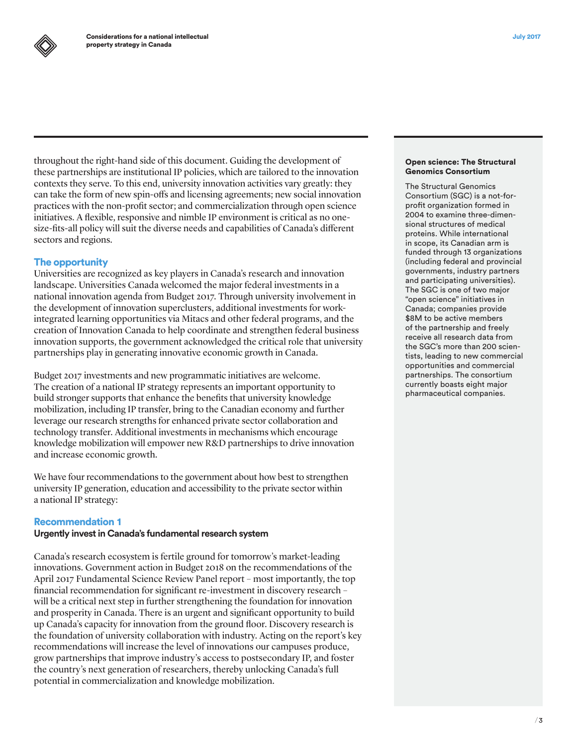throughout the right-hand side of this document. Guiding the development of these partnerships are institutional IP policies, which are tailored to the innovation contexts they serve. To this end, university innovation activities vary greatly: they can take the form of new spin-offs and licensing agreements; new social innovation practices with the non-profit sector; and commercialization through open science initiatives. A flexible, responsive and nimble IP environment is critical as no one-size-fits-all policy will suit the diverse needs and capabilities of Canada's different sectors and regions.

## The opportunity

Universities are recognized as key players in Canada's research and innovation landscape. Universities Canada welcomed the major federal investments in a national innovation agenda from Budget 2017. Through university involvement in the development of innovation superclusters, additional investments for work-integrated learning opportunities via Mitacs and other federal programs, and the creation of Innovation Canada to help coordinate and strengthen federal business innovation supports, the government acknowledged the critical role that university partnerships play in generating innovative economic growth in Canada.

Budget 2017 investments and new programmatic initiatives are welcome. The creation of a national IP strategy represents an important opportunity to build stronger supports that enhance the benefits that university knowledge mobilization, including IP transfer, bring to the Canadian economy and further leverage our research strengths for enhanced private sector collaboration and technology transfer. Additional investments in mechanisms which encourage knowledge mobilization will empower new R&D partnerships to drive innovation and increase economic growth.

We have four recommendations to the government about how best to strengthen university IP generation, education and accessibility to the private sector within a national IP strategy:

## Recommendation 1

**Urgently invest in Canada's fundamental research system**

Canada's research ecosystem is fertile ground for tomorrow's market-leading innovations. Government action in Budget 2018 on the recommendations of the April 2017 Fundamental Science Review Panel report – most importantly, the top financial recommendation for significant re-investment in discovery research – will be a critical next step in further strengthening the foundation for innovation and prosperity in Canada. There is an urgent and significant opportunity to build up Canada's capacity for innovation from the ground floor. Discovery research is the foundation of university collaboration with industry. Acting on the report's key recommendations will increase the level of innovations our campuses produce, grow partnerships that improve industry's access to postsecondary IP, and foster the country's next generation of researchers, thereby unlocking Canada's full potential in commercialization and knowledge mobilization.

**Open science: The Structural Genomics Consortium**

The Structural Genomics Consortium (SGC) is a not-for-profit organization formed in 2004 to examine three-dimensional structures of medical proteins. While international in scope, its Canadian arm is funded through 13 organizations (including federal and provincial governments, industry partners and participating universities). The SGC is one of two major "open science" initiatives in Canada; companies provide $8M to be active members of the partnership and freely receive all research data from the SGC's more than 200 scientists, leading to new commercial opportunities and commercial partnerships. The consortium currently boasts eight major pharmaceutical companies.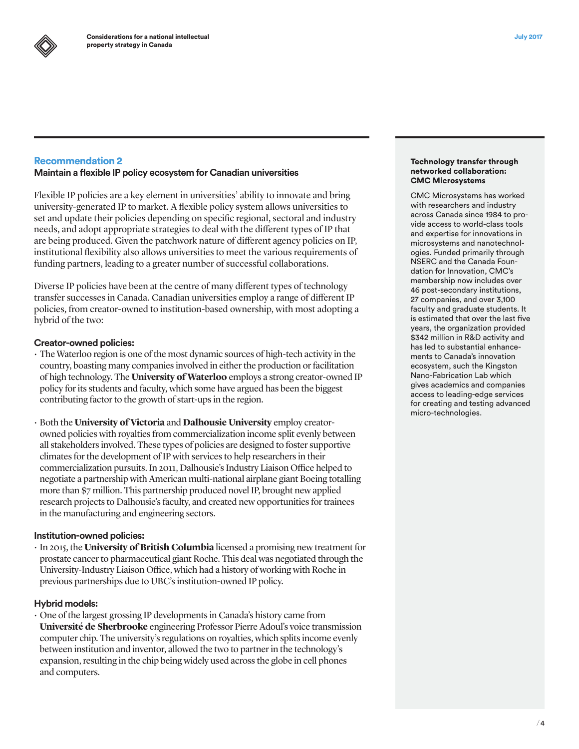## Recommendation 2

### Maintain a flexible IP policy ecosystem for Canadian universities

Flexible IP policies are a key element in universities' ability to innovate and bring university-generated IP to market. A flexible policy system allows universities to set and update their policies depending on specific regional, sectoral and industry needs, and adopt appropriate strategies to deal with the different types of IP that are being produced. Given the patchwork nature of different agency policies on IP, institutional flexibility also allows universities to meet the various requirements of funding partners, leading to a greater number of successful collaborations.

Diverse IP policies have been at the centre of many different types of technology transfer successes in Canada. Canadian universities employ a range of different IP policies, from creator-owned to institution-based ownership, with most adopting a hybrid of the two:

#### Creator-owned policies:

- The Waterloo region is one of the most dynamic sources of high-tech activity in the country, boasting many companies involved in either the production or facilitation of high technology. The **University of Waterloo** employs a strong creator-owned IP policy for its students and faculty, which some have argued has been the biggest contributing factor to the growth of start-ups in the region.

- Both the **University of Victoria** and **Dalhousie University** employ creator-owned policies with royalties from commercialization income split evenly between all stakeholders involved. These types of policies are designed to foster supportive climates for the development of IP with services to help researchers in their commercialization pursuits. In 2011, Dalhousie's Industry Liaison Office helped to negotiate a partnership with American multi-national airplane giant Boeing totalling more than $7 million. This partnership produced novel IP, brought new applied research projects to Dalhousie's faculty, and created new opportunities for trainees in the manufacturing and engineering sectors.

#### Institution-owned policies:

- In 2015, the **University of British Columbia** licensed a promising new treatment for prostate cancer to pharmaceutical giant Roche. This deal was negotiated through the University-Industry Liaison Office, which had a history of working with Roche in previous partnerships due to UBC's institution-owned IP policy.

#### Hybrid models:

- One of the largest grossing IP developments in Canada's history came from **Université de Sherbrooke** engineering Professor Pierre Adoul's voice transmission computer chip. The university's regulations on royalties, which splits income evenly between institution and inventor, allowed the two to partner in the technology's expansion, resulting in the chip being widely used across the globe in cell phones and computers.

**Technology transfer through networked collaboration: CMC Microsystems**

CMC Microsystems has worked with researchers and industry across Canada since 1984 to provide access to world-class tools and expertise for innovations in microsystems and nanotechnologies. Funded primarily through NSERC and the Canada Foundation for Innovation, CMC's membership now includes over 46 post-secondary institutions, 27 companies, and over 3,100 faculty and graduate students. It is estimated that over the last five years, the organization provided $342 million in R&D activity and has led to substantial enhancements to Canada's innovation ecosystem, such the Kingston Nano-Fabrication Lab which gives academics and companies access to leading-edge services for creating and testing advanced micro-technologies.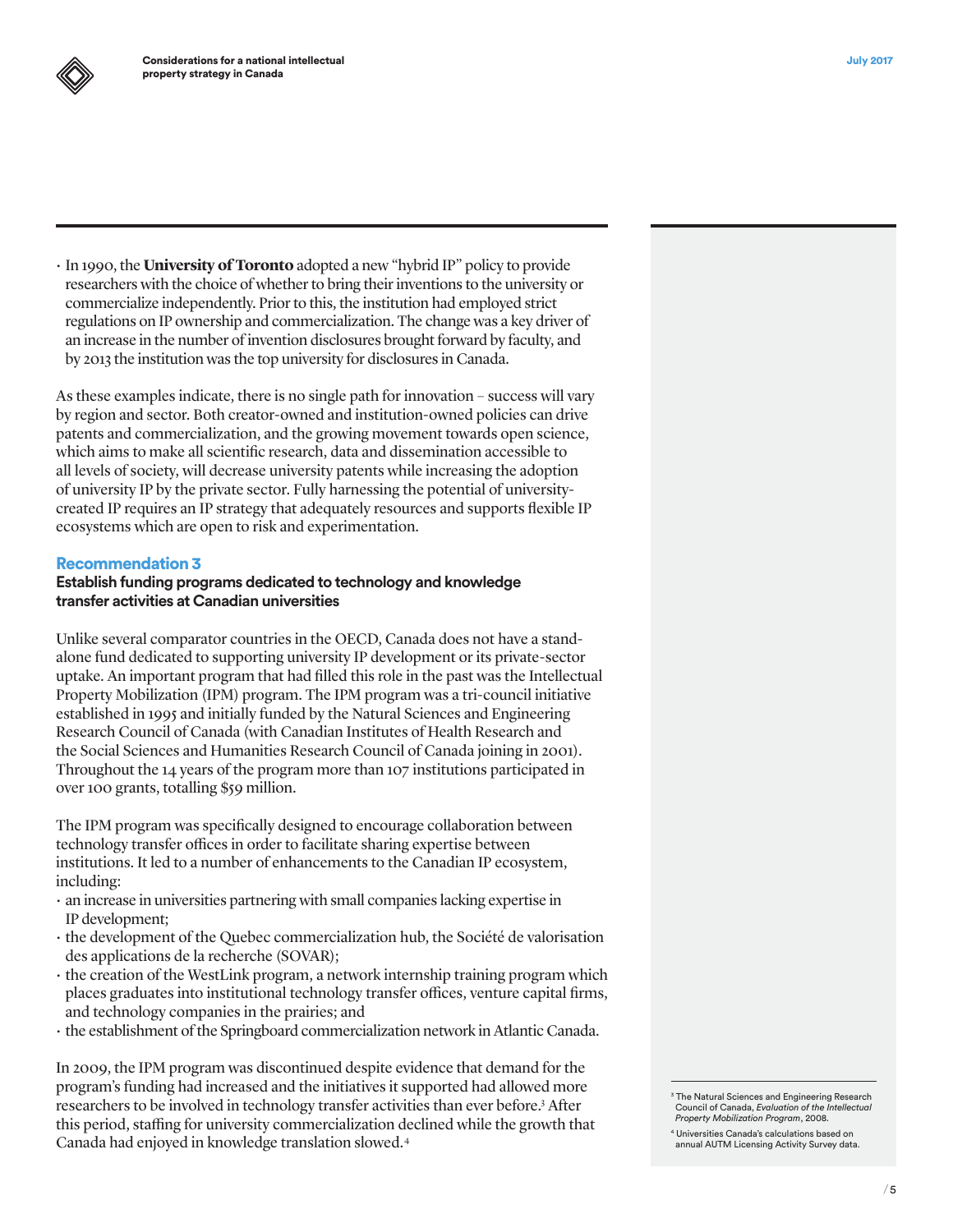- In 1990, the **University of Toronto** adopted a new "hybrid IP" policy to provide researchers with the choice of whether to bring their inventions to the university or commercialize independently. Prior to this, the institution had employed strict regulations on IP ownership and commercialization. The change was a key driver of an increase in the number of invention disclosures brought forward by faculty, and by 2013 the institution was the top university for disclosures in Canada.

As these examples indicate, there is no single path for innovation – success will vary by region and sector. Both creator-owned and institution-owned policies can drive patents and commercialization, and the growing movement towards open science, which aims to make all scientific research, data and dissemination accessible to all levels of society, will decrease university patents while increasing the adoption of university IP by the private sector. Fully harnessing the potential of university-created IP requires an IP strategy that adequately resources and supports flexible IP ecosystems which are open to risk and experimentation.

## Recommendation 3

### Establish funding programs dedicated to technology and knowledge transfer activities at Canadian universities

Unlike several comparator countries in the OECD, Canada does not have a stand-alone fund dedicated to supporting university IP development or its private-sector uptake. An important program that had filled this role in the past was the Intellectual Property Mobilization (IPM) program. The IPM program was a tri-council initiative established in 1995 and initially funded by the Natural Sciences and Engineering Research Council of Canada (with Canadian Institutes of Health Research and the Social Sciences and Humanities Research Council of Canada joining in 2001). Throughout the 14 years of the program more than 107 institutions participated in over 100 grants, totalling $59 million.

The IPM program was specifically designed to encourage collaboration between technology transfer offices in order to facilitate sharing expertise between institutions. It led to a number of enhancements to the Canadian IP ecosystem, including:

- an increase in universities partnering with small companies lacking expertise in IP development;
- the development of the Quebec commercialization hub, the Société de valorisation des applications de la recherche (SOVAR);
- the creation of the WestLink program, a network internship training program which places graduates into institutional technology transfer offices, venture capital firms, and technology companies in the prairies; and
- the establishment of the Springboard commercialization network in Atlantic Canada.

In 2009, the IPM program was discontinued despite evidence that demand for the program's funding had increased and the initiatives it supported had allowed more researchers to be involved in technology transfer activities than ever before.[3] After this period, staffing for university commercialization declined while the growth that Canada had enjoyed in knowledge translation slowed.[4]

---

[3] The Natural Sciences and Engineering Research Council of Canada, *Evaluation of the Intellectual Property Mobilization Program*, 2008.

[4] Universities Canada's calculations based on annual AUTM Licensing Activity Survey data.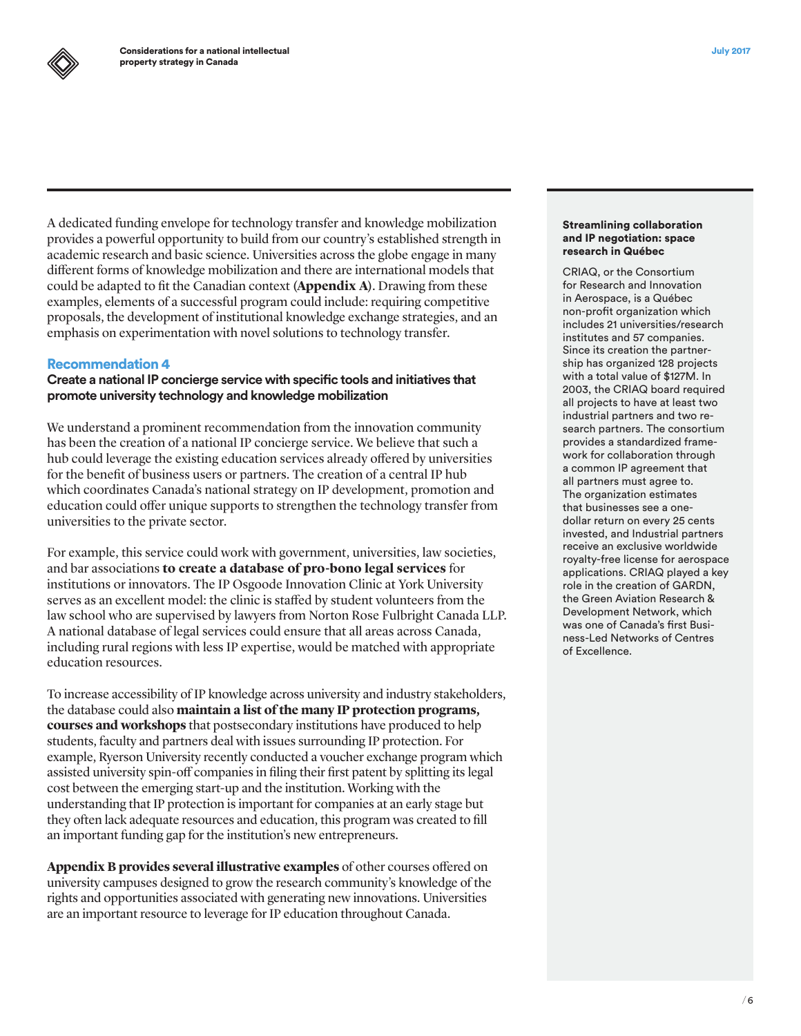A dedicated funding envelope for technology transfer and knowledge mobilization provides a powerful opportunity to build from our country's established strength in academic research and basic science. Universities across the globe engage in many different forms of knowledge mobilization and there are international models that could be adapted to fit the Canadian context (**Appendix A**). Drawing from these examples, elements of a successful program could include: requiring competitive proposals, the development of institutional knowledge exchange strategies, and an emphasis on experimentation with novel solutions to technology transfer.

### Recommendation 4

**Create a national IP concierge service with specific tools and initiatives that promote university technology and knowledge mobilization**

We understand a prominent recommendation from the innovation community has been the creation of a national IP concierge service. We believe that such a hub could leverage the existing education services already offered by universities for the benefit of business users or partners. The creation of a central IP hub which coordinates Canada's national strategy on IP development, promotion and education could offer unique supports to strengthen the technology transfer from universities to the private sector.

For example, this service could work with government, universities, law societies, and bar associations **to create a database of pro-bono legal services** for institutions or innovators. The IP Osgoode Innovation Clinic at York University serves as an excellent model: the clinic is staffed by student volunteers from the law school who are supervised by lawyers from Norton Rose Fulbright Canada LLP. A national database of legal services could ensure that all areas across Canada, including rural regions with less IP expertise, would be matched with appropriate education resources.

To increase accessibility of IP knowledge across university and industry stakeholders, the database could also **maintain a list of the many IP protection programs, courses and workshops** that postsecondary institutions have produced to help students, faculty and partners deal with issues surrounding IP protection. For example, Ryerson University recently conducted a voucher exchange program which assisted university spin-off companies in filing their first patent by splitting its legal cost between the emerging start-up and the institution. Working with the understanding that IP protection is important for companies at an early stage but they often lack adequate resources and education, this program was created to fill an important funding gap for the institution's new entrepreneurs.

**Appendix B provides several illustrative examples** of other courses offered on university campuses designed to grow the research community's knowledge of the rights and opportunities associated with generating new innovations. Universities are an important resource to leverage for IP education throughout Canada.

**Streamlining collaboration and IP negotiation: space research in Québec**

CRIAQ, or the Consortium for Research and Innovation in Aerospace, is a Québec non-profit organization which includes 21 universities/research institutes and 57 companies. Since its creation the partnership has organized 128 projects with a total value of $127M. In 2003, the CRIAQ board required all projects to have at least two industrial partners and two research partners. The consortium provides a standardized framework for collaboration through a common IP agreement that all partners must agree to. The organization estimates that businesses see a one-dollar return on every 25 cents invested, and Industrial partners receive an exclusive worldwide royalty-free license for aerospace applications. CRIAQ played a key role in the creation of GARDN, the Green Aviation Research & Development Network, which was one of Canada's first Business-Led Networks of Centres of Excellence.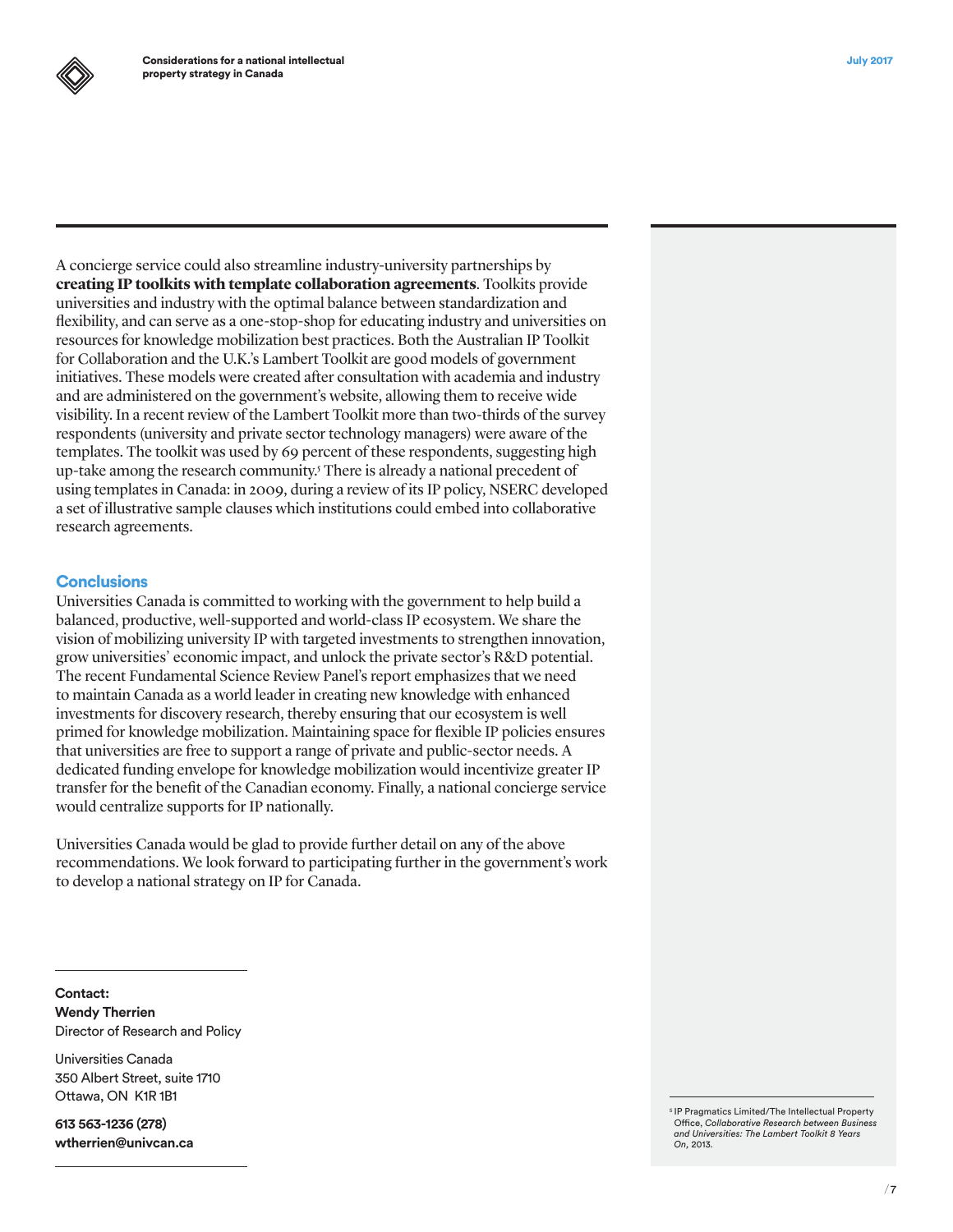A concierge service could also streamline industry-university partnerships by **creating IP toolkits with template collaboration agreements**. Toolkits provide universities and industry with the optimal balance between standardization and flexibility, and can serve as a one-stop-shop for educating industry and universities on resources for knowledge mobilization best practices. Both the Australian IP Toolkit for Collaboration and the U.K.'s Lambert Toolkit are good models of government initiatives. These models were created after consultation with academia and industry and are administered on the government's website, allowing them to receive wide visibility. In a recent review of the Lambert Toolkit more than two-thirds of the survey respondents (university and private sector technology managers) were aware of the templates. The toolkit was used by 69 percent of these respondents, suggesting high up-take among the research community.[5] There is already a national precedent of using templates in Canada: in 2009, during a review of its IP policy, NSERC developed a set of illustrative sample clauses which institutions could embed into collaborative research agreements.

## Conclusions

Universities Canada is committed to working with the government to help build a balanced, productive, well-supported and world-class IP ecosystem. We share the vision of mobilizing university IP with targeted investments to strengthen innovation, grow universities' economic impact, and unlock the private sector's R&D potential. The recent Fundamental Science Review Panel's report emphasizes that we need to maintain Canada as a world leader in creating new knowledge with enhanced investments for discovery research, thereby ensuring that our ecosystem is well primed for knowledge mobilization. Maintaining space for flexible IP policies ensures that universities are free to support a range of private and public-sector needs. A dedicated funding envelope for knowledge mobilization would incentivize greater IP transfer for the benefit of the Canadian economy. Finally, a national concierge service would centralize supports for IP nationally.

Universities Canada would be glad to provide further detail on any of the above recommendations. We look forward to participating further in the government's work to develop a national strategy on IP for Canada.

**Contact:**
**Wendy Therrien**
Director of Research and Policy

Universities Canada
350 Albert Street, suite 1710
Ottawa, ON K1R 1B1

**613 563-1236 (278)**
**wtherrien@univcan.ca**

[5] IP Pragmatics Limited/The Intellectual Property Office, *Collaborative Research between Business and Universities: The Lambert Toolkit 8 Years On*, 2013.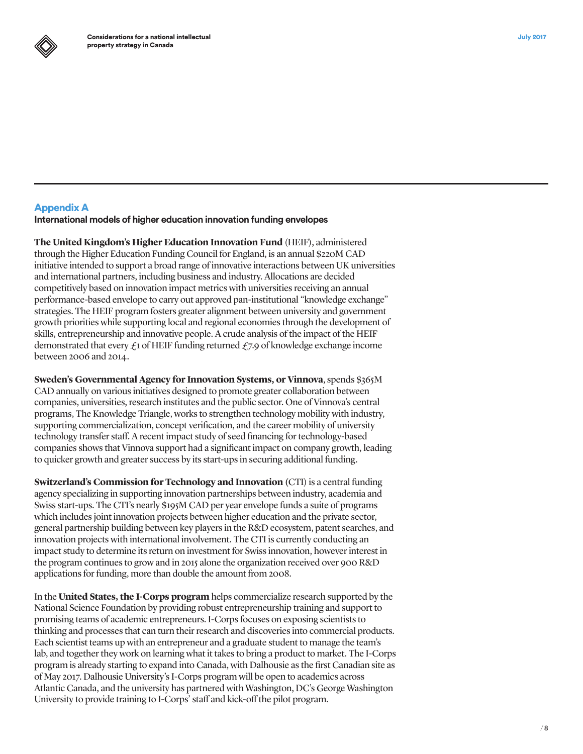## Appendix A

### International models of higher education innovation funding envelopes

**The United Kingdom's Higher Education Innovation Fund** (HEIF), administered through the Higher Education Funding Council for England, is an annual $220M CAD initiative intended to support a broad range of innovative interactions between UK universities and international partners, including business and industry. Allocations are decided competitively based on innovation impact metrics with universities receiving an annual performance-based envelope to carry out approved pan-institutional "knowledge exchange" strategies. The HEIF program fosters greater alignment between university and government growth priorities while supporting local and regional economies through the development of skills, entrepreneurship and innovative people. A crude analysis of the impact of the HEIF demonstrated that every £1 of HEIF funding returned £7.9 of knowledge exchange income between 2006 and 2014.

**Sweden's Governmental Agency for Innovation Systems, or Vinnova**, spends $365M CAD annually on various initiatives designed to promote greater collaboration between companies, universities, research institutes and the public sector. One of Vinnova's central programs, The Knowledge Triangle, works to strengthen technology mobility with industry, supporting commercialization, concept verification, and the career mobility of university technology transfer staff. A recent impact study of seed financing for technology-based companies shows that Vinnova support had a significant impact on company growth, leading to quicker growth and greater success by its start-ups in securing additional funding.

**Switzerland's Commission for Technology and Innovation** (CTI) is a central funding agency specializing in supporting innovation partnerships between industry, academia and Swiss start-ups. The CTI's nearly $195M CAD per year envelope funds a suite of programs which includes joint innovation projects between higher education and the private sector, general partnership building between key players in the R&D ecosystem, patent searches, and innovation projects with international involvement. The CTI is currently conducting an impact study to determine its return on investment for Swiss innovation, however interest in the program continues to grow and in 2015 alone the organization received over 900 R&D applications for funding, more than double the amount from 2008.

In the **United States, the I-Corps program** helps commercialize research supported by the National Science Foundation by providing robust entrepreneurship training and support to promising teams of academic entrepreneurs. I-Corps focuses on exposing scientists to thinking and processes that can turn their research and discoveries into commercial products. Each scientist teams up with an entrepreneur and a graduate student to manage the team's lab, and together they work on learning what it takes to bring a product to market. The I-Corps program is already starting to expand into Canada, with Dalhousie as the first Canadian site as of May 2017. Dalhousie University's I-Corps program will be open to academics across Atlantic Canada, and the university has partnered with Washington, DC's George Washington University to provide training to I-Corps' staff and kick-off the pilot program.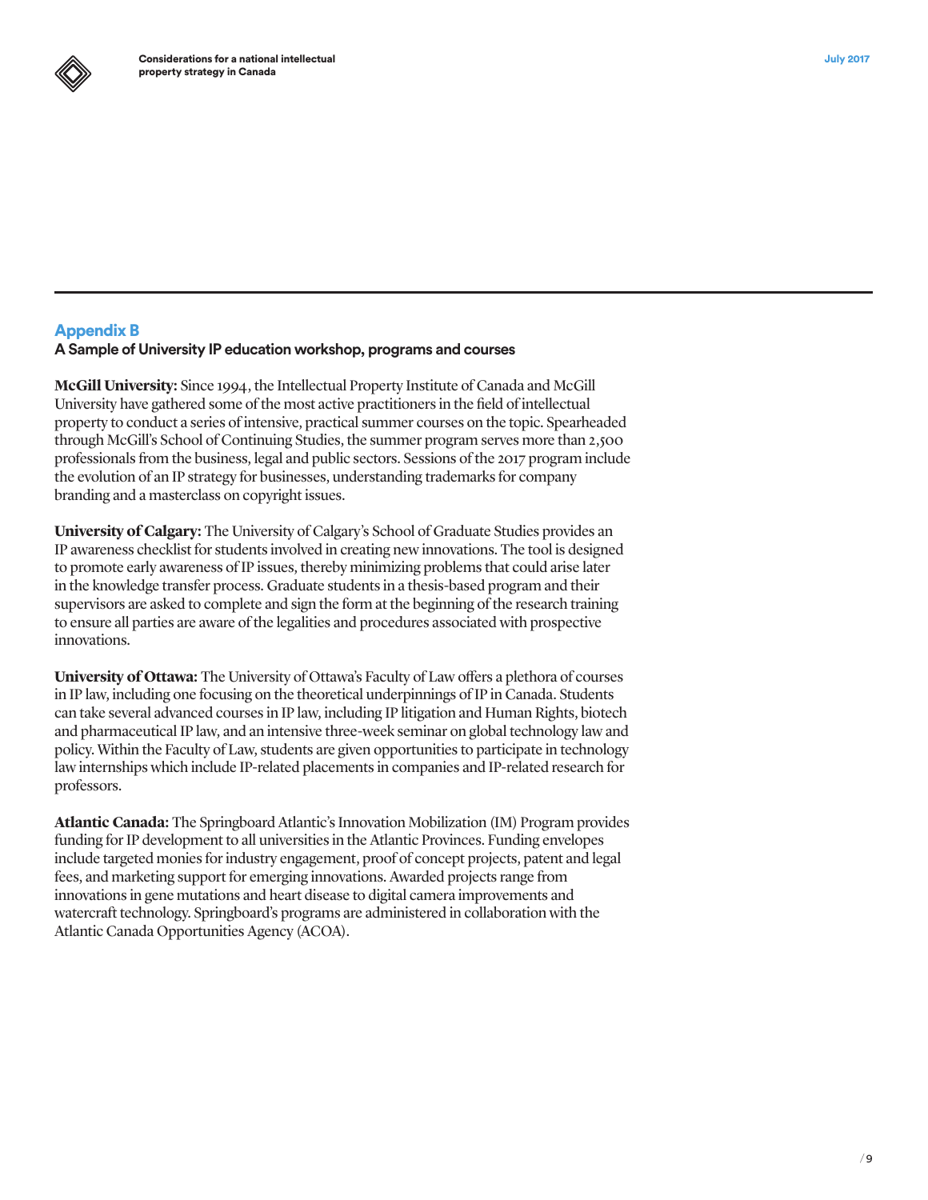## Appendix B

### A Sample of University IP education workshop, programs and courses

**McGill University:** Since 1994, the Intellectual Property Institute of Canada and McGill University have gathered some of the most active practitioners in the field of intellectual property to conduct a series of intensive, practical summer courses on the topic. Spearheaded through McGill's School of Continuing Studies, the summer program serves more than 2,500 professionals from the business, legal and public sectors. Sessions of the 2017 program include the evolution of an IP strategy for businesses, understanding trademarks for company branding and a masterclass on copyright issues.

**University of Calgary:** The University of Calgary's School of Graduate Studies provides an IP awareness checklist for students involved in creating new innovations. The tool is designed to promote early awareness of IP issues, thereby minimizing problems that could arise later in the knowledge transfer process. Graduate students in a thesis-based program and their supervisors are asked to complete and sign the form at the beginning of the research training to ensure all parties are aware of the legalities and procedures associated with prospective innovations.

**University of Ottawa:** The University of Ottawa's Faculty of Law offers a plethora of courses in IP law, including one focusing on the theoretical underpinnings of IP in Canada. Students can take several advanced courses in IP law, including IP litigation and Human Rights, biotech and pharmaceutical IP law, and an intensive three-week seminar on global technology law and policy. Within the Faculty of Law, students are given opportunities to participate in technology law internships which include IP-related placements in companies and IP-related research for professors.

**Atlantic Canada:** The Springboard Atlantic's Innovation Mobilization (IM) Program provides funding for IP development to all universities in the Atlantic Provinces. Funding envelopes include targeted monies for industry engagement, proof of concept projects, patent and legal fees, and marketing support for emerging innovations. Awarded projects range from innovations in gene mutations and heart disease to digital camera improvements and watercraft technology. Springboard's programs are administered in collaboration with the Atlantic Canada Opportunities Agency (ACOA).